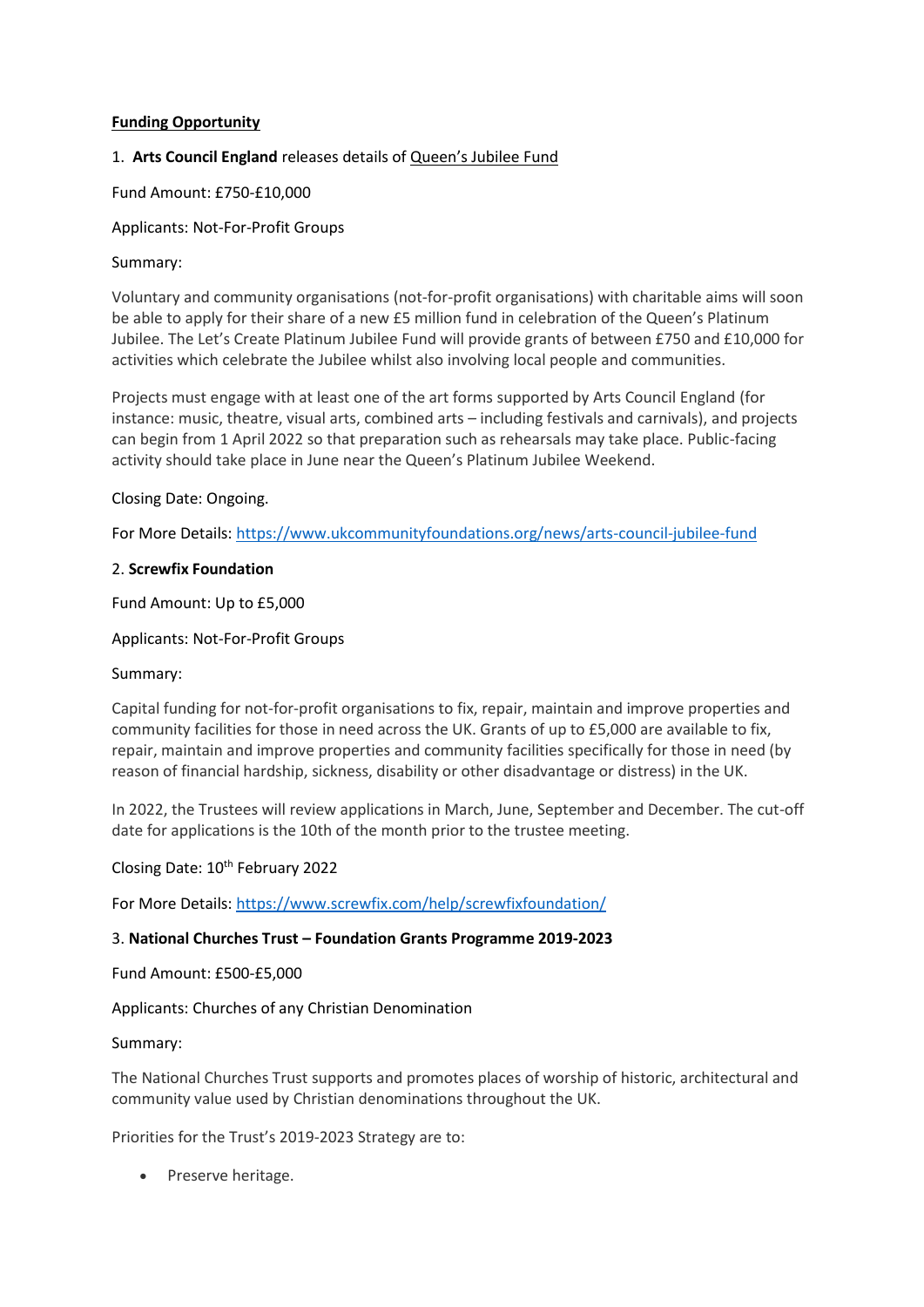**Funding Opportunity**

1. **Arts Council England** releases details of Queen's Jubilee Fund

Fund Amount: £750-£10,000

Applicants: Not-For-Profit Groups

Summary:

Voluntary and community organisations (not-for-profit organisations) with charitable aims will soon be able to apply for their share of a new £5 million fund in celebration of the Queen's Platinum Jubilee. The Let's Create Platinum Jubilee Fund will provide grants of between £750 and £10,000 for activities which celebrate the Jubilee whilst also involving local people and communities.

Projects must engage with at least one of the art forms supported by Arts Council England (for instance: music, theatre, visual arts, combined arts – including festivals and carnivals), and projects can begin from 1 April 2022 so that preparation such as rehearsals may take place. Public-facing activity should take place in June near the Queen's Platinum Jubilee Weekend.

Closing Date: Ongoing.

For More Details: https://www.ukcommunityfoundations.org/news/arts-council-jubilee-fund

2. **Screwfix Foundation**

Fund Amount: Up to £5,000

Applicants: Not-For-Profit Groups

Summary:

Capital funding for not-for-profit organisations to fix, repair, maintain and improve properties and community facilities for those in need across the UK. Grants of up to £5,000 are available to fix, repair, maintain and improve properties and community facilities specifically for those in need (by reason of financial hardship, sickness, disability or other disadvantage or distress) in the UK.

In 2022, the Trustees will review applications in March, June, September and December. The cut-off date for applications is the 10th of the month prior to the trustee meeting.

Closing Date: 10th February 2022

For More Details: https://www.screwfix.com/help/screwfixfoundation/

3. **National Churches Trust – Foundation Grants Programme 2019-2023**

Fund Amount: £500-£5,000

Applicants: Churches of any Christian Denomination

Summary:

The National Churches Trust supports and promotes places of worship of historic, architectural and community value used by Christian denominations throughout the UK.

Priorities for the Trust's 2019-2023 Strategy are to:

- Preserve heritage.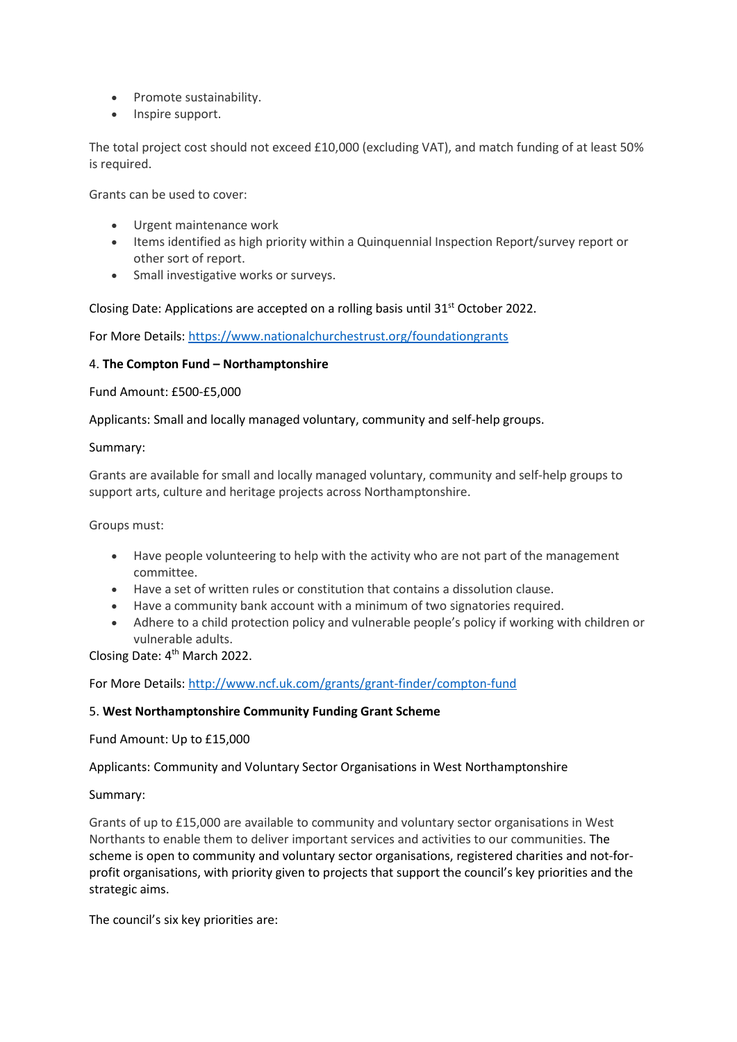- Promote sustainability.
- Inspire support.

The total project cost should not exceed £10,000 (excluding VAT), and match funding of at least 50% is required.

Grants can be used to cover:

- Urgent maintenance work
- Items identified as high priority within a Quinquennial Inspection Report/survey report or other sort of report.
- Small investigative works or surveys.

Closing Date: Applications are accepted on a rolling basis until 31st October 2022.

For More Details: https://www.nationalchurchestrust.org/foundationgrants

4. **The Compton Fund – Northamptonshire**

Fund Amount: £500-£5,000

Applicants: Small and locally managed voluntary, community and self-help groups.

Summary:

Grants are available for small and locally managed voluntary, community and self-help groups to support arts, culture and heritage projects across Northamptonshire.

Groups must:

- Have people volunteering to help with the activity who are not part of the management committee.
- Have a set of written rules or constitution that contains a dissolution clause.
- Have a community bank account with a minimum of two signatories required.
- Adhere to a child protection policy and vulnerable people's policy if working with children or vulnerable adults.

Closing Date: 4th March 2022.

For More Details: http://www.ncf.uk.com/grants/grant-finder/compton-fund

5. **West Northamptonshire Community Funding Grant Scheme**

Fund Amount: Up to £15,000

Applicants: Community and Voluntary Sector Organisations in West Northamptonshire

Summary:

Grants of up to £15,000 are available to community and voluntary sector organisations in West Northants to enable them to deliver important services and activities to our communities. The scheme is open to community and voluntary sector organisations, registered charities and not-for-profit organisations, with priority given to projects that support the council's key priorities and the strategic aims.

The council's six key priorities are: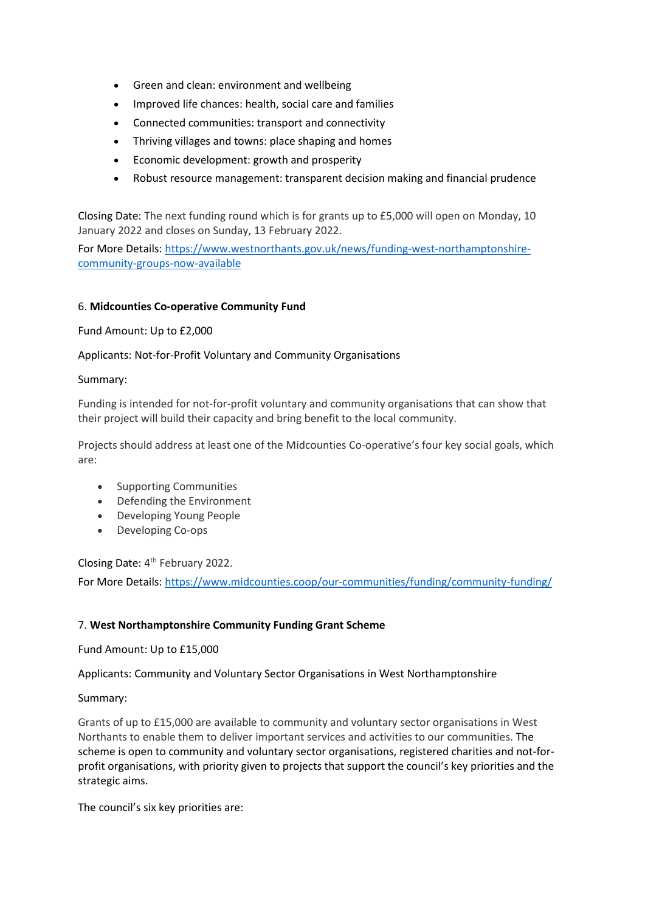- Green and clean: environment and wellbeing
- Improved life chances: health, social care and families
- Connected communities: transport and connectivity
- Thriving villages and towns: place shaping and homes
- Economic development: growth and prosperity
- Robust resource management: transparent decision making and financial prudence

Closing Date: The next funding round which is for grants up to £5,000 will open on Monday, 10 January 2022 and closes on Sunday, 13 February 2022.

For More Details: [https://www.westnorthants.gov.uk/news/funding-west-northamptonshire-community-groups-now-available](https://www.westnorthants.gov.uk/news/funding-west-northamptonshire-community-groups-now-available)

6. **Midcounties Co-operative Community Fund**

Fund Amount: Up to £2,000

Applicants: Not-for-Profit Voluntary and Community Organisations

Summary:

Funding is intended for not-for-profit voluntary and community organisations that can show that their project will build their capacity and bring benefit to the local community.

Projects should address at least one of the Midcounties Co-operative's four key social goals, which are:

- Supporting Communities
- Defending the Environment
- Developing Young People
- Developing Co-ops

Closing Date: 4th February 2022.

For More Details: [https://www.midcounties.coop/our-communities/funding/community-funding/](https://www.midcounties.coop/our-communities/funding/community-funding/)

7. **West Northamptonshire Community Funding Grant Scheme**

Fund Amount: Up to £15,000

Applicants: Community and Voluntary Sector Organisations in West Northamptonshire

Summary:

Grants of up to £15,000 are available to community and voluntary sector organisations in West Northants to enable them to deliver important services and activities to our communities. The scheme is open to community and voluntary sector organisations, registered charities and not-for-profit organisations, with priority given to projects that support the council's key priorities and the strategic aims.

The council's six key priorities are: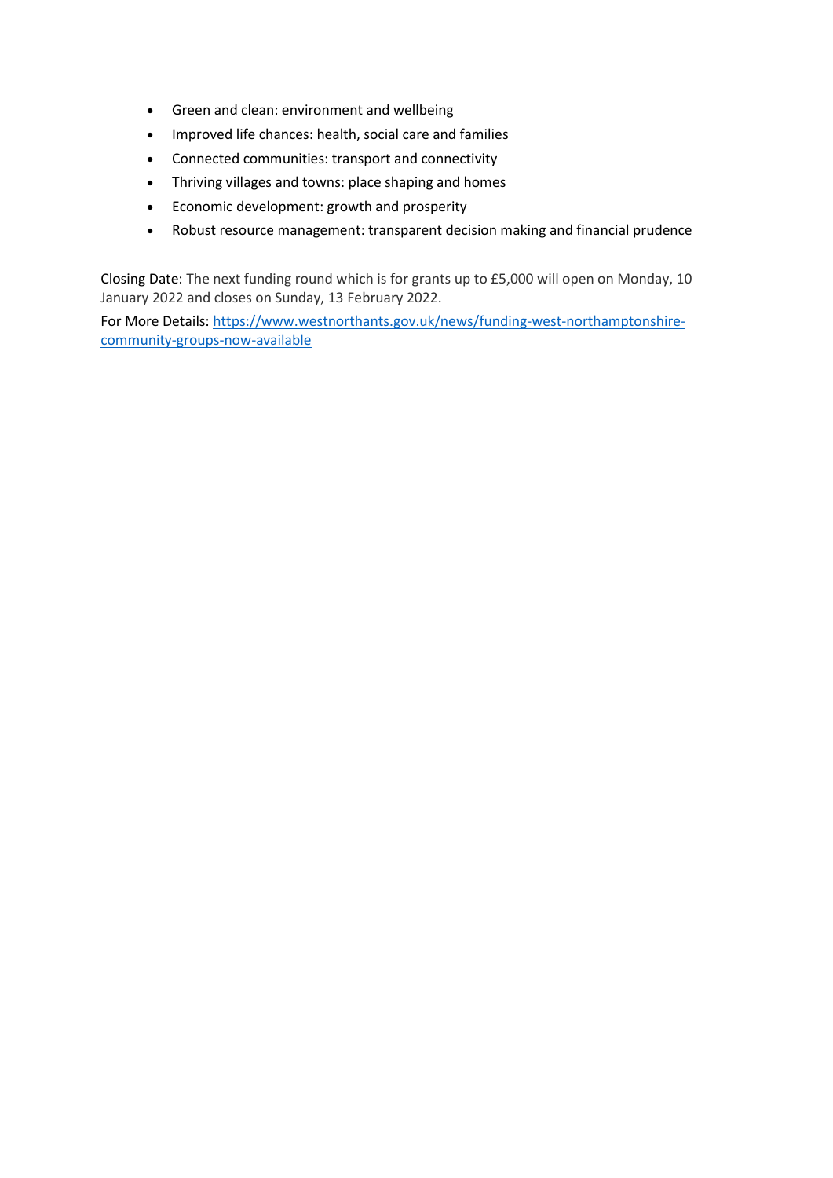- Green and clean: environment and wellbeing
- Improved life chances: health, social care and families
- Connected communities: transport and connectivity
- Thriving villages and towns: place shaping and homes
- Economic development: growth and prosperity
- Robust resource management: transparent decision making and financial prudence

Closing Date: The next funding round which is for grants up to £5,000 will open on Monday, 10 January 2022 and closes on Sunday, 13 February 2022.

For More Details: https://www.westnorthants.gov.uk/news/funding-west-northamptonshire-community-groups-now-available